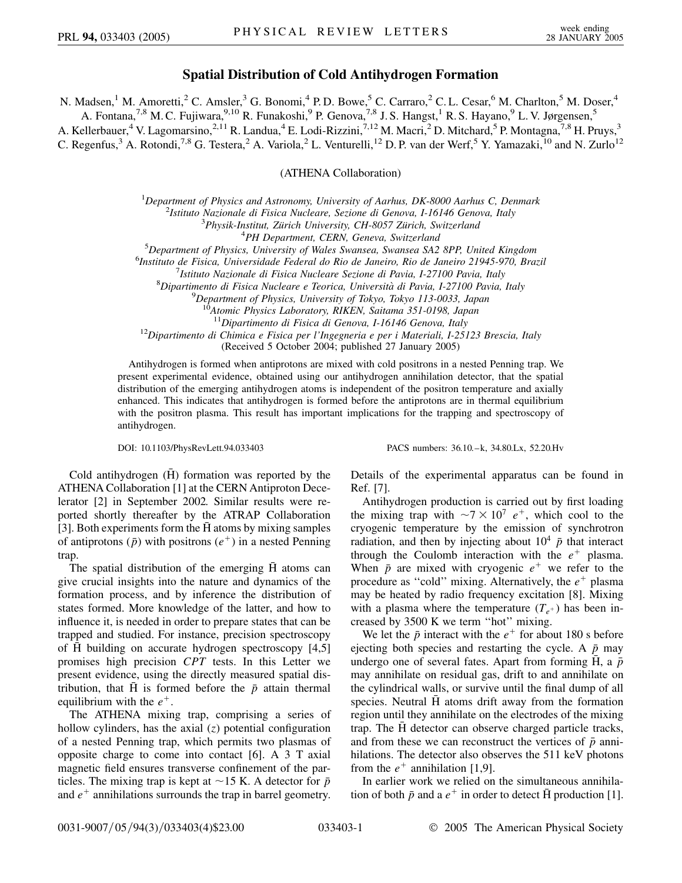# Spatial Distribution of Cold Antihydrogen Formation

N. Madsen,[1] M. Amoretti,[2] C. Amsler,[3] G. Bonomi,[4] P. D. Bowe,[5] C. Carraro,[2] C. L. Cesar,[6] M. Charlton,[5] M. Doser,[4] A. Fontana,[7,8] M. C. Fujiwara,[9,10] R. Funakoshi,[9] P. Genova,[7,8] J. S. Hangst,[1] R. S. Hayano,[9] L. V. Jørgensen,[5] A. Kellerbauer,[4] V. Lagomarsino,[2,11] R. Landua,[4] E. Lodi-Rizzini,[7,12] M. Macri,[2] D. Mitchard,[5] P. Montagna,[7,8] H. Pruys,[3] C. Regenfus,[3] A. Rotondi,[7,8] G. Testera,[2] A. Variola,[2] L. Venturelli,[12] D. P. van der Werf,[5] Y. Yamazaki,[10] and N. Zurlo[12]

(ATHENA Collaboration)

[1]*Department of Physics and Astronomy, University of Aarhus, DK-8000 Aarhus C, Denmark*
[2]*Istituto Nazionale di Fisica Nucleare, Sezione di Genova, I-16146 Genova, Italy*
[3]*Physik-Institut, Zürich University, CH-8057 Zürich, Switzerland*
[4]*PH Department, CERN, Geneva, Switzerland*
[5]*Department of Physics, University of Wales Swansea, Swansea SA2 8PP, United Kingdom*
[6]*Instituto de Fisica, Universidade Federal do Rio de Janeiro, Rio de Janeiro 21945-970, Brazil*
[7]*Istituto Nazionale di Fisica Nucleare Sezione di Pavia, I-27100 Pavia, Italy*
[8]*Dipartimento di Fisica Nucleare e Teorica, Università di Pavia, I-27100 Pavia, Italy*
[9]*Department of Physics, University of Tokyo, Tokyo 113-0033, Japan*
[10]*Atomic Physics Laboratory, RIKEN, Saitama 351-0198, Japan*
[11]*Dipartimento di Fisica di Genova, I-16146 Genova, Italy*
[12]*Dipartimento di Chimica e Fisica per l'Ingegneria e per i Materiali, I-25123 Brescia, Italy*

(Received 5 October 2004; published 27 January 2005)

Antihydrogen is formed when antiprotons are mixed with cold positrons in a nested Penning trap. We present experimental evidence, obtained using our antihydrogen annihilation detector, that the spatial distribution of the emerging antihydrogen atoms is independent of the positron temperature and axially enhanced. This indicates that antihydrogen is formed before the antiprotons are in thermal equilibrium with the positron plasma. This result has important implications for the trapping and spectroscopy of antihydrogen.

DOI: 10.1103/PhysRevLett.94.033403 PACS numbers: 36.10.–k, 34.80.Lx, 52.20.Hv

Cold antihydrogen ($\bar{\text{H}}$) formation was reported by the ATHENA Collaboration [1] at the CERN Antiproton Decelerator [2] in September 2002. Similar results were reported shortly thereafter by the ATRAP Collaboration [3]. Both experiments form the $\bar{\text{H}}$ atoms by mixing samples of antiprotons ($\bar{p}$) with positrons ($e^+$) in a nested Penning trap.

The spatial distribution of the emerging $\bar{\text{H}}$ atoms can give crucial insights into the nature and dynamics of the formation process, and by inference the distribution of states formed. More knowledge of the latter, and how to influence it, is needed in order to prepare states that can be trapped and studied. For instance, precision spectroscopy of $\bar{\text{H}}$ building on accurate hydrogen spectroscopy [4,5] promises high precision *CPT* tests. In this Letter we present evidence, using the directly measured spatial distribution, that $\bar{\text{H}}$ is formed before the $\bar{p}$ attain thermal equilibrium with the $e^+$.

The ATHENA mixing trap, comprising a series of hollow cylinders, has the axial ($z$) potential configuration of a nested Penning trap, which permits two plasmas of opposite charge to come into contact [6]. A 3 T axial magnetic field ensures transverse confinement of the particles. The mixing trap is kept at ~15 K. A detector for $\bar{p}$ and $e^+$ annihilations surrounds the trap in barrel geometry. Details of the experimental apparatus can be found in Ref. [7].

Antihydrogen production is carried out by first loading the mixing trap with $\sim 7 \times 10^7$ $e^+$, which cool to the cryogenic temperature by the emission of synchrotron radiation, and then by injecting about $10^4$ $\bar{p}$ that interact through the Coulomb interaction with the $e^+$ plasma. When $\bar{p}$ are mixed with cryogenic $e^+$ we refer to the procedure as "cold" mixing. Alternatively, the $e^+$ plasma may be heated by radio frequency excitation [8]. Mixing with a plasma where the temperature ($T_{e^+}$) has been increased by 3500 K we term "hot" mixing.

We let the $\bar{p}$ interact with the $e^+$ for about 180 s before ejecting both species and restarting the cycle. A $\bar{p}$ may undergo one of several fates. Apart from forming $\bar{\text{H}}$, a $\bar{p}$ may annihilate on residual gas, drift to and annihilate on the cylindrical walls, or survive until the final dump of all species. Neutral $\bar{\text{H}}$ atoms drift away from the formation region until they annihilate on the electrodes of the mixing trap. The $\bar{\text{H}}$ detector can observe charged particle tracks, and from these we can reconstruct the vertices of $\bar{p}$ annihilations. The detector also observes the 511 keV photons from the $e^+$ annihilation [1,9].

In earlier work we relied on the simultaneous annihilation of both $\bar{p}$ and a $e^+$ in order to detect $\bar{\text{H}}$ production [1].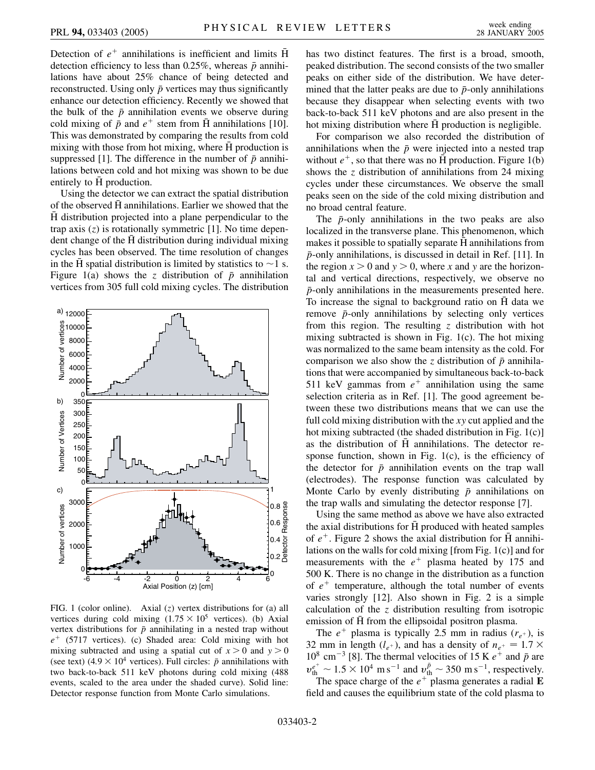Detection of $e^+$ annihilations is inefficient and limits $\bar{\rm H}$ detection efficiency to less than 0.25%, whereas $\bar{p}$ annihilations have about 25% chance of being detected and reconstructed. Using only $\bar{p}$ vertices may thus significantly enhance our detection efficiency. Recently we showed that the bulk of the $\bar{p}$ annihilation events we observe during cold mixing of $\bar{p}$ and $e^+$ stem from $\bar{\rm H}$ annihilations [10]. This was demonstrated by comparing the results from cold mixing with those from hot mixing, where $\bar{\rm H}$ production is suppressed [1]. The difference in the number of $\bar{p}$ annihilations between cold and hot mixing was shown to be due entirely to $\bar{\rm H}$ production.

Using the detector we can extract the spatial distribution of the observed $\bar{\rm H}$ annihilations. Earlier we showed that the $\bar{\rm H}$ distribution projected into a plane perpendicular to the trap axis ($z$) is rotationally symmetric [1]. No time dependent change of the $\bar{\rm H}$ distribution during individual mixing cycles has been observed. The time resolution of changes in the $\bar{\rm H}$ spatial distribution is limited by statistics to $\sim$1 s. Figure 1(a) shows the $z$ distribution of $\bar{p}$ annihilation vertices from 305 full cold mixing cycles. The distribution has two distinct features. The first is a broad, smooth, peaked distribution. The second consists of the two smaller peaks on either side of the distribution. We have determined that the latter peaks are due to $\bar{p}$-only annihilations because they disappear when selecting events with two back-to-back 511 keV photons and are also present in the hot mixing distribution where $\bar{\rm H}$ production is negligible.

FIG. 1 (color online). Axial ($z$) vertex distributions for (a) all vertices during cold mixing ($1.75 \times 10^5$ vertices). (b) Axial vertex distributions for $\bar{p}$ annihilating in a nested trap without $e^+$ (5717 vertices). (c) Shaded area: Cold mixing with hot mixing subtracted and using a spatial cut of $x > 0$ and $y > 0$ (see text) ($4.9 \times 10^4$ vertices). Full circles: $\bar{p}$ annihilations with two back-to-back 511 keV photons during cold mixing (488 events, scaled to the area under the shaded curve). Solid line: Detector response function from Monte Carlo simulations.

For comparison we also recorded the distribution of annihilations when the $\bar{p}$ were injected into a nested trap without $e^+$, so that there was no $\bar{\rm H}$ production. Figure 1(b) shows the $z$ distribution of annihilations from 24 mixing cycles under these circumstances. We observe the small peaks seen on the side of the cold mixing distribution and no broad central feature.

The $\bar{p}$-only annihilations in the two peaks are also localized in the transverse plane. This phenomenon, which makes it possible to spatially separate $\bar{\rm H}$ annihilations from $\bar{p}$-only annihilations, is discussed in detail in Ref. [11]. In the region $x > 0$ and $y > 0$, where $x$ and $y$ are the horizontal and vertical directions, respectively, we observe no $\bar{p}$-only annihilations in the measurements presented here. To increase the signal to background ratio on $\bar{\rm H}$ data we remove $\bar{p}$-only annihilations by selecting only vertices from this region. The resulting $z$ distribution with hot mixing subtracted is shown in Fig. 1(c). The hot mixing was normalized to the same beam intensity as the cold. For comparison we also show the $z$ distribution of $\bar{p}$ annihilations that were accompanied by simultaneous back-to-back 511 keV gammas from $e^+$ annihilation using the same selection criteria as in Ref. [1]. The good agreement between these two distributions means that we can use the full cold mixing distribution with the $xy$ cut applied and the hot mixing subtracted (the shaded distribution in Fig. 1(c)] as the distribution of $\bar{\rm H}$ annihilations. The detector response function, shown in Fig. 1(c), is the efficiency of the detector for $\bar{p}$ annihilation events on the trap wall (electrodes). The response function was calculated by Monte Carlo by evenly distributing $\bar{p}$ annihilations on the trap walls and simulating the detector response [7].

Using the same method as above we have also extracted the axial distributions for $\bar{\rm H}$ produced with heated samples of $e^+$. Figure 2 shows the axial distribution for $\bar{\rm H}$ annihilations on the walls for cold mixing [from Fig. 1(c)] and for measurements with the $e^+$ plasma heated by 175 and 500 K. There is no change in the distribution as a function of $e^+$ temperature, although the total number of events varies strongly [12]. Also shown in Fig. 2 is a simple calculation of the $z$ distribution resulting from isotropic emission of $\bar{\rm H}$ from the ellipsoidal positron plasma.

The $e^+$ plasma is typically 2.5 mm in radius ($r_{e^+}$), is 32 mm in length ($l_{e^+}$), and has a density of $n_{e^+} = 1.7 \times 10^8$ cm$^{-3}$ [8]. The thermal velocities of 15 K $e^+$ and $\bar{p}$ are $v_{\rm th}^{e^+} \sim 1.5 \times 10^4$ m s$^{-1}$ and $v_{\rm th}^{\bar{p}} \sim 350$ m s$^{-1}$, respectively.

The space charge of the $e^+$ plasma generates a radial **E** field and causes the equilibrium state of the cold plasma to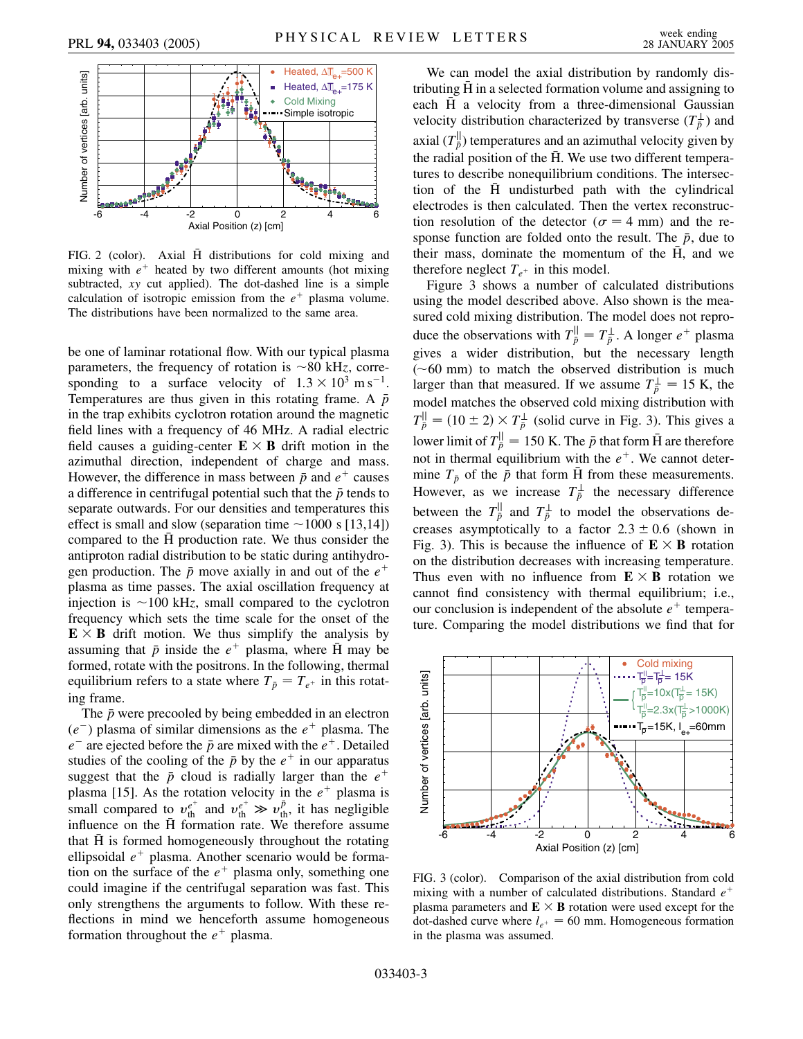FIG. 2 (color). Axial $\bar{\mathrm{H}}$ distributions for cold mixing and mixing with $e^+$ heated by two different amounts (hot mixing subtracted, *xy* cut applied). The dot-dashed line is a simple calculation of isotropic emission from the $e^+$ plasma volume. The distributions have been normalized to the same area.

be one of laminar rotational flow. With our typical plasma parameters, the frequency of rotation is ~80 kHz, corresponding to a surface velocity of $1.3 \times 10^3$ m s$^{-1}$. Temperatures are thus given in this rotating frame. A $\bar{p}$ in the trap exhibits cyclotron rotation around the magnetic field lines with a frequency of 46 MHz. A radial electric field causes a guiding-center $\mathbf{E} \times \mathbf{B}$ drift motion in the azimuthal direction, independent of charge and mass. However, the difference in mass between $\bar{p}$ and $e^+$ causes a difference in centrifugal potential such that the $\bar{p}$ tends to separate outwards. For our densities and temperatures this effect is small and slow (separation time ~1000 s [13,14]) compared to the $\bar{\mathrm{H}}$ production rate. We thus consider the antiproton radial distribution to be static during antihydrogen production. The $\bar{p}$ move axially in and out of the $e^+$ plasma as time passes. The axial oscillation frequency at injection is ~100 kHz, small compared to the cyclotron frequency which sets the time scale for the onset of the $\mathbf{E} \times \mathbf{B}$ drift motion. We thus simplify the analysis by assuming that $\bar{p}$ inside the $e^+$ plasma, where $\bar{\mathrm{H}}$ may be formed, rotate with the positrons. In the following, thermal equilibrium refers to a state where $T_{\bar{p}} = T_{e^+}$ in this rotating frame.

The $\bar{p}$ were precooled by being embedded in an electron ($e^-$) plasma of similar dimensions as the $e^+$ plasma. The $e^-$ are ejected before the $\bar{p}$ are mixed with the $e^+$. Detailed studies of the cooling of the $\bar{p}$ by the $e^+$ in our apparatus suggest that the $\bar{p}$ cloud is radially larger than the $e^+$ plasma [15]. As the rotation velocity in the $e^+$ plasma is small compared to $v_{\mathrm{th}}^{e^+}$ and $v_{\mathrm{th}}^{e^+} \gg v_{\mathrm{th}}^{\bar{p}}$, it has negligible influence on the $\bar{\mathrm{H}}$ formation rate. We therefore assume that $\bar{\mathrm{H}}$ is formed homogeneously throughout the rotating ellipsoidal $e^+$ plasma. Another scenario would be formation on the surface of the $e^+$ plasma only, something one could imagine if the centrifugal separation was fast. This only strengthens the arguments to follow. With these reflections in mind we henceforth assume homogeneous formation throughout the $e^+$ plasma.

We can model the axial distribution by randomly distributing $\bar{\mathrm{H}}$ in a selected formation volume and assigning to each $\bar{\mathrm{H}}$ a velocity from a three-dimensional Gaussian velocity distribution characterized by transverse ($T_{\bar{p}}^{\perp}$) and axial ($T_{\bar{p}}^{\parallel}$) temperatures and an azimuthal velocity given by the radial position of the $\bar{\mathrm{H}}$. We use two different temperatures to describe nonequilibrium conditions. The intersection of the $\bar{\mathrm{H}}$ undisturbed path with the cylindrical electrodes is then calculated. Then the vertex reconstruction resolution of the detector ($\sigma = 4$ mm) and the response function are folded onto the result. The $\bar{p}$, due to their mass, dominate the momentum of the $\bar{\mathrm{H}}$, and we therefore neglect $T_{e^+}$ in this model.

Figure 3 shows a number of calculated distributions using the model described above. Also shown is the measured cold mixing distribution. The model does not reproduce the observations with $T_{\bar{p}}^{\parallel} = T_{\bar{p}}^{\perp}$. A longer $e^+$ plasma gives a wider distribution, but the necessary length (~60 mm) to match the observed distribution is much larger than that measured. If we assume $T_{\bar{p}}^{\perp} = 15$ K, the model matches the observed cold mixing distribution with $T_{\bar{p}}^{\parallel} = (10 \pm 2) \times T_{\bar{p}}^{\perp}$ (solid curve in Fig. 3). This gives a lower limit of $T_{\bar{p}}^{\parallel} = 150$ K. The $\bar{p}$ that form $\bar{\mathrm{H}}$ are therefore not in thermal equilibrium with the $e^+$. We cannot determine $T_{\bar{p}}$ of the $\bar{p}$ that form $\bar{\mathrm{H}}$ from these measurements. However, as we increase $T_{\bar{p}}^{\perp}$ the necessary difference between the $T_{\bar{p}}^{\parallel}$ and $T_{\bar{p}}^{\perp}$ to model the observations decreases asymptotically to a factor $2.3 \pm 0.6$ (shown in Fig. 3). This is because the influence of $\mathbf{E} \times \mathbf{B}$ rotation on the distribution decreases with increasing temperature. Thus even with no influence from $\mathbf{E} \times \mathbf{B}$ rotation we cannot find consistency with thermal equilibrium; i.e., our conclusion is independent of the absolute $e^+$ temperature. Comparing the model distributions we find that for

FIG. 3 (color). Comparison of the axial distribution from cold mixing with a number of calculated distributions. Standard $e^+$ plasma parameters and $\mathbf{E} \times \mathbf{B}$ rotation were used except for the dot-dashed curve where $l_{e^+} = 60$ mm. Homogeneous formation in the plasma was assumed.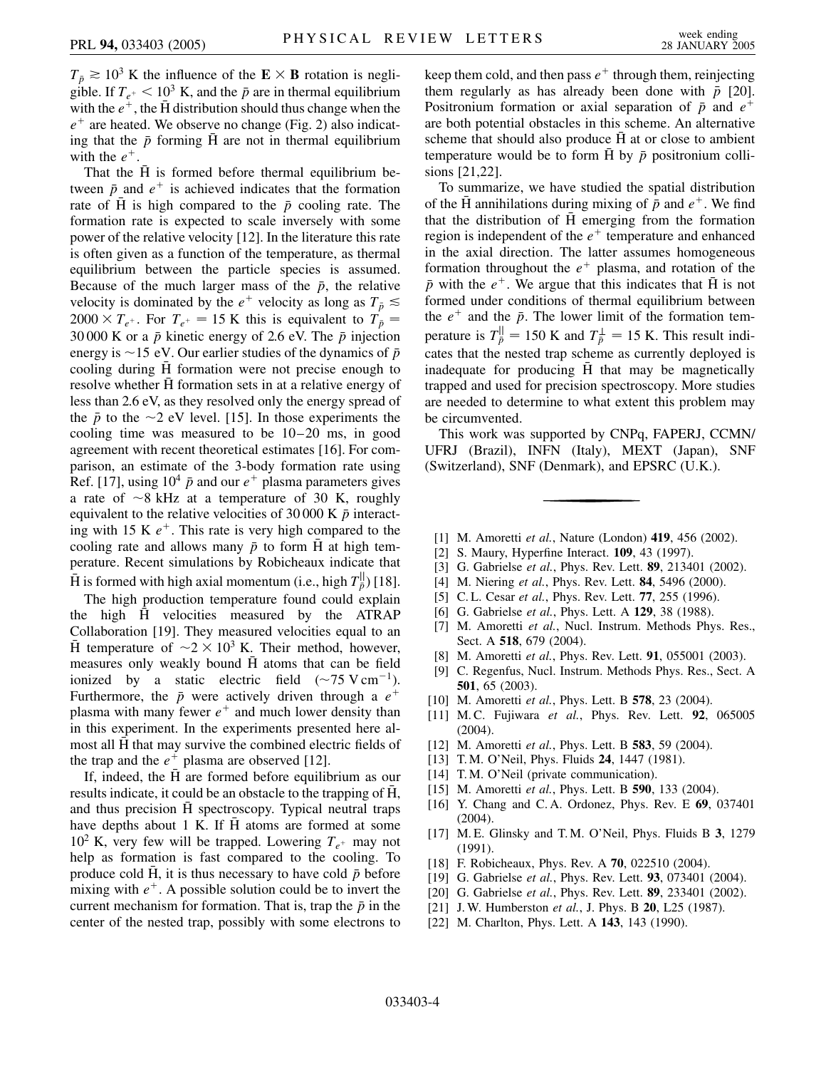$T_{\bar{p}} \gtrsim 10^3$ K the influence of the $\mathbf{E} \times \mathbf{B}$ rotation is negligible. If $T_{e^+} < 10^3$ K, and the $\bar{p}$ are in thermal equilibrium with the $e^+$, the $\bar{\text{H}}$ distribution should thus change when the $e^+$ are heated. We observe no change (Fig. 2) also indicating that the $\bar{p}$ forming $\bar{\text{H}}$ are not in thermal equilibrium with the $e^+$.

That the $\bar{\text{H}}$ is formed before thermal equilibrium between $\bar{p}$ and $e^+$ is achieved indicates that the formation rate of $\bar{\text{H}}$ is high compared to the $\bar{p}$ cooling rate. The formation rate is expected to scale inversely with some power of the relative velocity [12]. In the literature this rate is often given as a function of the temperature, as thermal equilibrium between the particle species is assumed. Because of the much larger mass of the $\bar{p}$, the relative velocity is dominated by the $e^+$ velocity as long as $T_{\bar{p}} \lesssim 2000 \times T_{e^+}$. For $T_{e^+} = 15$ K this is equivalent to $T_{\bar{p}} = 30\,000$ K or a $\bar{p}$ kinetic energy of 2.6 eV. The $\bar{p}$ injection energy is $\sim$15 eV. Our earlier studies of the dynamics of $\bar{p}$ cooling during $\bar{\text{H}}$ formation were not precise enough to resolve whether $\bar{\text{H}}$ formation sets in at a relative energy of less than 2.6 eV, as they resolved only the energy spread of the $\bar{p}$ to the $\sim$2 eV level. [15]. In those experiments the cooling time was measured to be 10–20 ms, in good agreement with recent theoretical estimates [16]. For comparison, an estimate of the 3-body formation rate using Ref. [17], using $10^4$ $\bar{p}$ and our $e^+$ plasma parameters gives a rate of $\sim$8 kHz at a temperature of 30 K, roughly equivalent to the relative velocities of 30 000 K $\bar{p}$ interacting with 15 K $e^+$. This rate is very high compared to the cooling rate and allows many $\bar{p}$ to form $\bar{\text{H}}$ at high temperature. Recent simulations by Robicheaux indicate that $\bar{\text{H}}$ is formed with high axial momentum (i.e., high $T_{\bar{p}}^{\parallel}$) [18].

The high production temperature found could explain the high $\bar{\text{H}}$ velocities measured by the ATRAP Collaboration [19]. They measured velocities equal to an $\bar{\text{H}}$ temperature of $\sim 2 \times 10^3$ K. Their method, however, measures only weakly bound $\bar{\text{H}}$ atoms that can be field ionized by a static electric field ($\sim$75 V cm$^{-1}$). Furthermore, the $\bar{p}$ were actively driven through a $e^+$ plasma with many fewer $e^+$ and much lower density than in this experiment. In the experiments presented here almost all $\bar{\text{H}}$ that may survive the combined electric fields of the trap and the $e^+$ plasma are observed [12].

If, indeed, the $\bar{\text{H}}$ are formed before equilibrium as our results indicate, it could be an obstacle to the trapping of $\bar{\text{H}}$, and thus precision $\bar{\text{H}}$ spectroscopy. Typical neutral traps have depths about 1 K. If $\bar{\text{H}}$ atoms are formed at some $10^2$ K, very few will be trapped. Lowering $T_{e^+}$ may not help as formation is fast compared to the cooling. To produce cold $\bar{\text{H}}$, it is thus necessary to have cold $\bar{p}$ before mixing with $e^+$. A possible solution could be to invert the current mechanism for formation. That is, trap the $\bar{p}$ in the center of the nested trap, possibly with some electrons to keep them cold, and then pass $e^+$ through them, reinjecting them regularly as has already been done with $\bar{p}$ [20]. Positronium formation or axial separation of $\bar{p}$ and $e^+$ are both potential obstacles in this scheme. An alternative scheme that should also produce $\bar{\text{H}}$ at or close to ambient temperature would be to form $\bar{\text{H}}$ by $\bar{p}$ positronium collisions [21,22].

To summarize, we have studied the spatial distribution of the $\bar{\text{H}}$ annihilations during mixing of $\bar{p}$ and $e^+$. We find that the distribution of $\bar{\text{H}}$ emerging from the formation region is independent of the $e^+$ temperature and enhanced in the axial direction. The latter assumes homogeneous formation throughout the $e^+$ plasma, and rotation of the $\bar{p}$ with the $e^+$. We argue that this indicates that $\bar{\text{H}}$ is not formed under conditions of thermal equilibrium between the $e^+$ and the $\bar{p}$. The lower limit of the formation temperature is $T_{\bar{p}}^{\parallel} = 150$ K and $T_{\bar{p}}^{\perp} = 15$ K. This result indicates that the nested trap scheme as currently deployed is inadequate for producing $\bar{\text{H}}$ that may be magnetically trapped and used for precision spectroscopy. More studies are needed to determine to what extent this problem may be circumvented.

This work was supported by CNPq, FAPERJ, CCMN/UFRJ (Brazil), INFN (Italy), MEXT (Japan), SNF (Switzerland), SNF (Denmark), and EPSRC (U.K.).

---

[1] M. Amoretti *et al.*, Nature (London) **419**, 456 (2002).
[2] S. Maury, Hyperfine Interact. **109**, 43 (1997).
[3] G. Gabrielse *et al.*, Phys. Rev. Lett. **89**, 213401 (2002).
[4] M. Niering *et al.*, Phys. Rev. Lett. **84**, 5496 (2000).
[5] C. L. Cesar *et al.*, Phys. Rev. Lett. **77**, 255 (1996).
[6] G. Gabrielse *et al.*, Phys. Lett. A **129**, 38 (1988).
[7] M. Amoretti *et al.*, Nucl. Instrum. Methods Phys. Res., Sect. A **518**, 679 (2004).
[8] M. Amoretti *et al.*, Phys. Rev. Lett. **91**, 055001 (2003).
[9] C. Regenfus, Nucl. Instrum. Methods Phys. Res., Sect. A **501**, 65 (2003).
[10] M. Amoretti *et al.*, Phys. Lett. B **578**, 23 (2004).
[11] M. C. Fujiwara *et al.*, Phys. Rev. Lett. **92**, 065005 (2004).
[12] M. Amoretti *et al.*, Phys. Lett. B **583**, 59 (2004).
[13] T. M. O'Neil, Phys. Fluids **24**, 1447 (1981).
[14] T. M. O'Neil (private communication).
[15] M. Amoretti *et al.*, Phys. Lett. B **590**, 133 (2004).
[16] Y. Chang and C. A. Ordonez, Phys. Rev. E **69**, 037401 (2004).
[17] M. E. Glinsky and T. M. O'Neil, Phys. Fluids B **3**, 1279 (1991).
[18] F. Robicheaux, Phys. Rev. A **70**, 022510 (2004).
[19] G. Gabrielse *et al.*, Phys. Rev. Lett. **93**, 073401 (2004).
[20] G. Gabrielse *et al.*, Phys. Rev. Lett. **89**, 233401 (2002).
[21] J. W. Humberston *et al.*, J. Phys. B **20**, L25 (1987).
[22] M. Charlton, Phys. Lett. A **143**, 143 (1990).